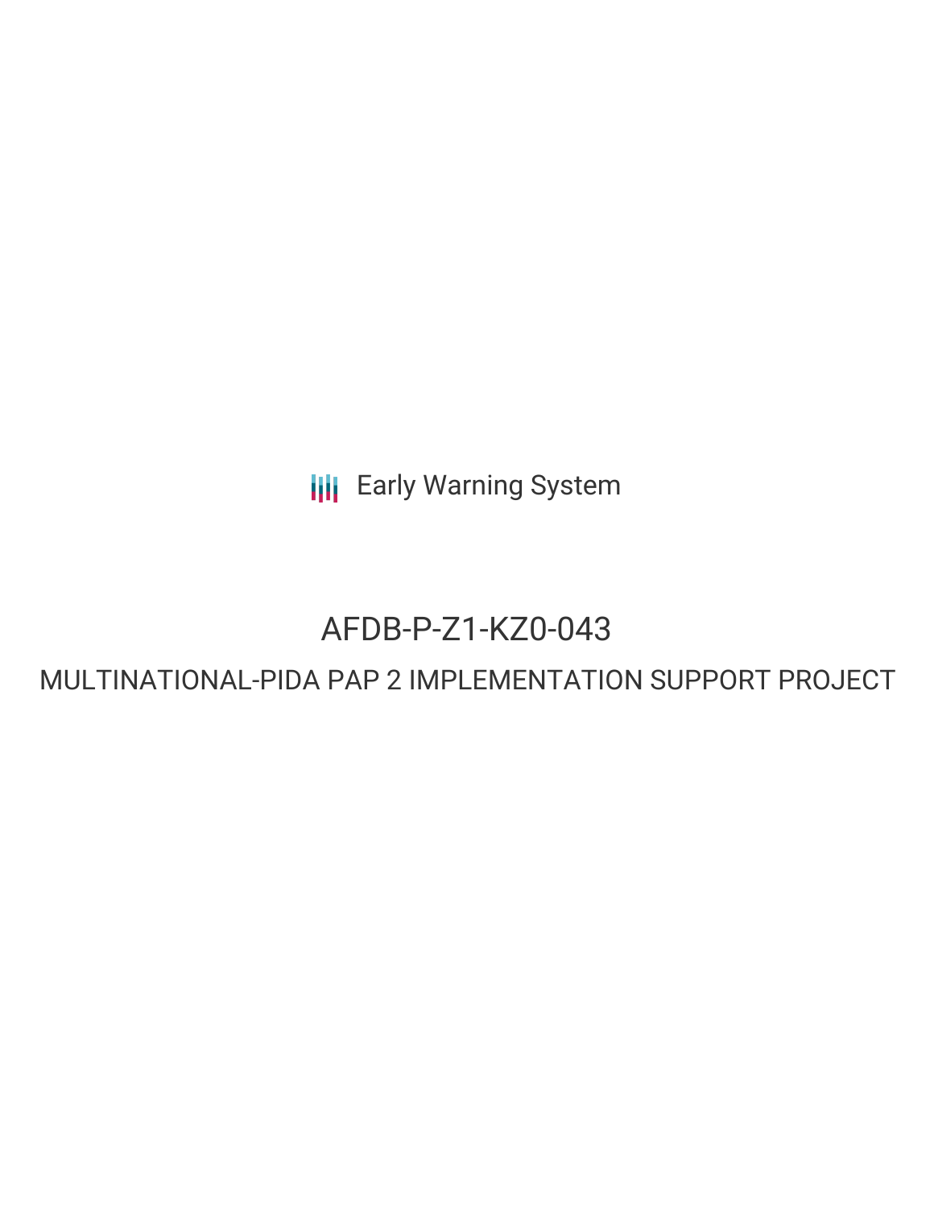Early Warning System

# AFDB-P-Z1-KZ0-043

## MULTINATIONAL-PIDA PAP 2 IMPLEMENTATION SUPPORT PROJECT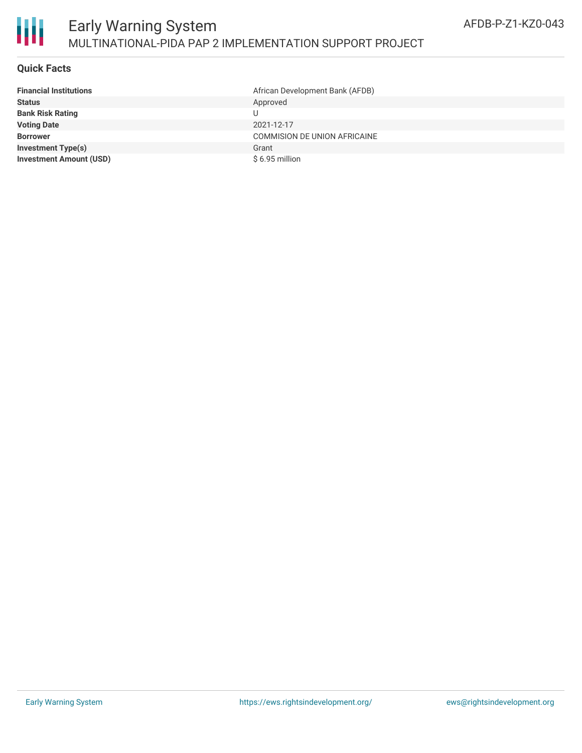# Early Warning System

## MULTINATIONAL-PIDA PAP 2 IMPLEMENTATION SUPPORT PROJECT

AFDB-P-Z1-KZ0-043

### Quick Facts

| | |
|---|---|
| **Financial Institutions** | African Development Bank (AFDB) |
| **Status** | Approved |
| **Bank Risk Rating** | U |
| **Voting Date** | 2021-12-17 |
| **Borrower** | COMMISION DE UNION AFRICAINE |
| **Investment Type(s)** | Grant |
| **Investment Amount (USD)** | $ 6.95 million |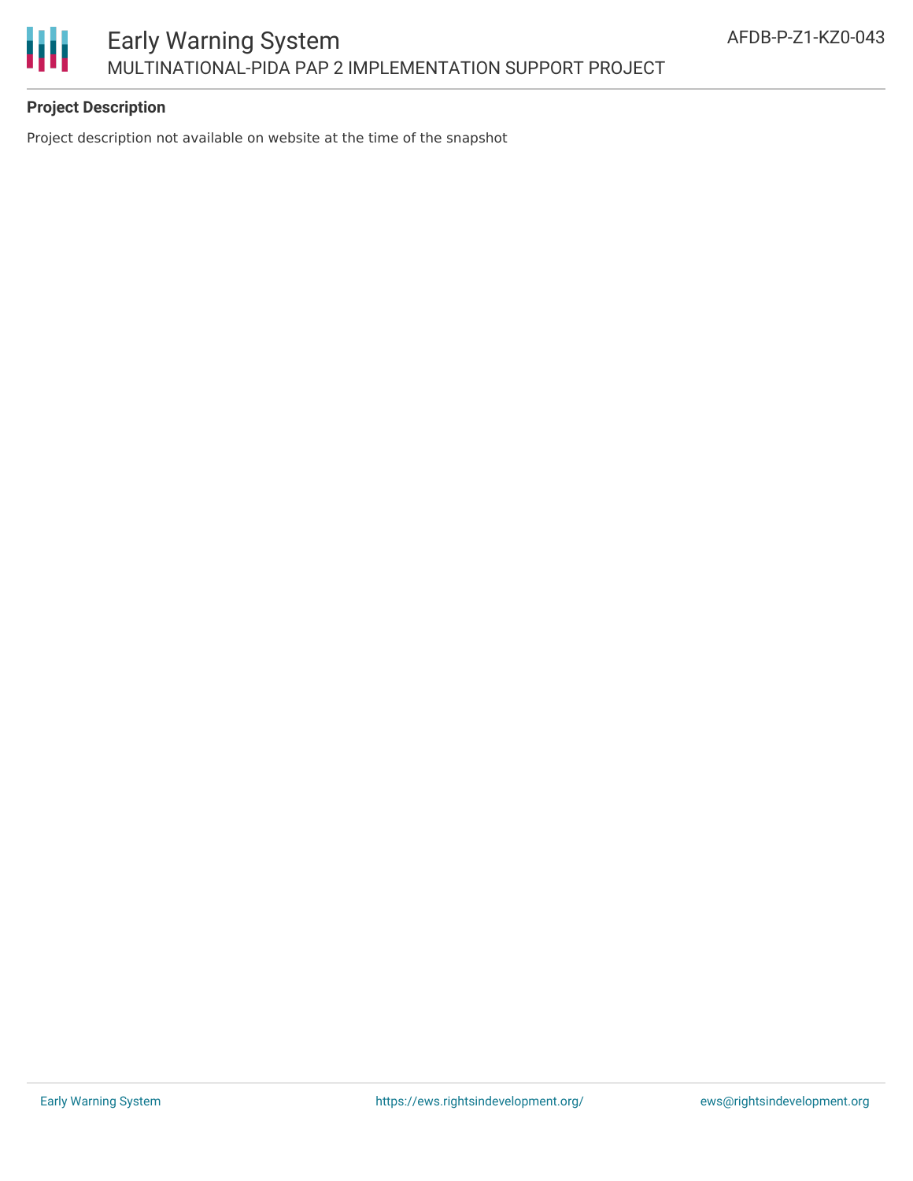**Project Description**

Project description not available on website at the time of the snapshot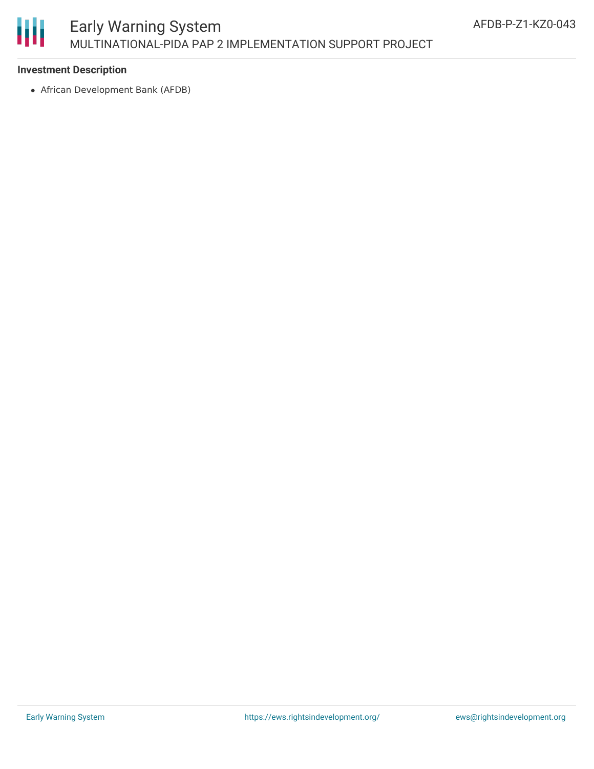**Investment Description**

- African Development Bank (AFDB)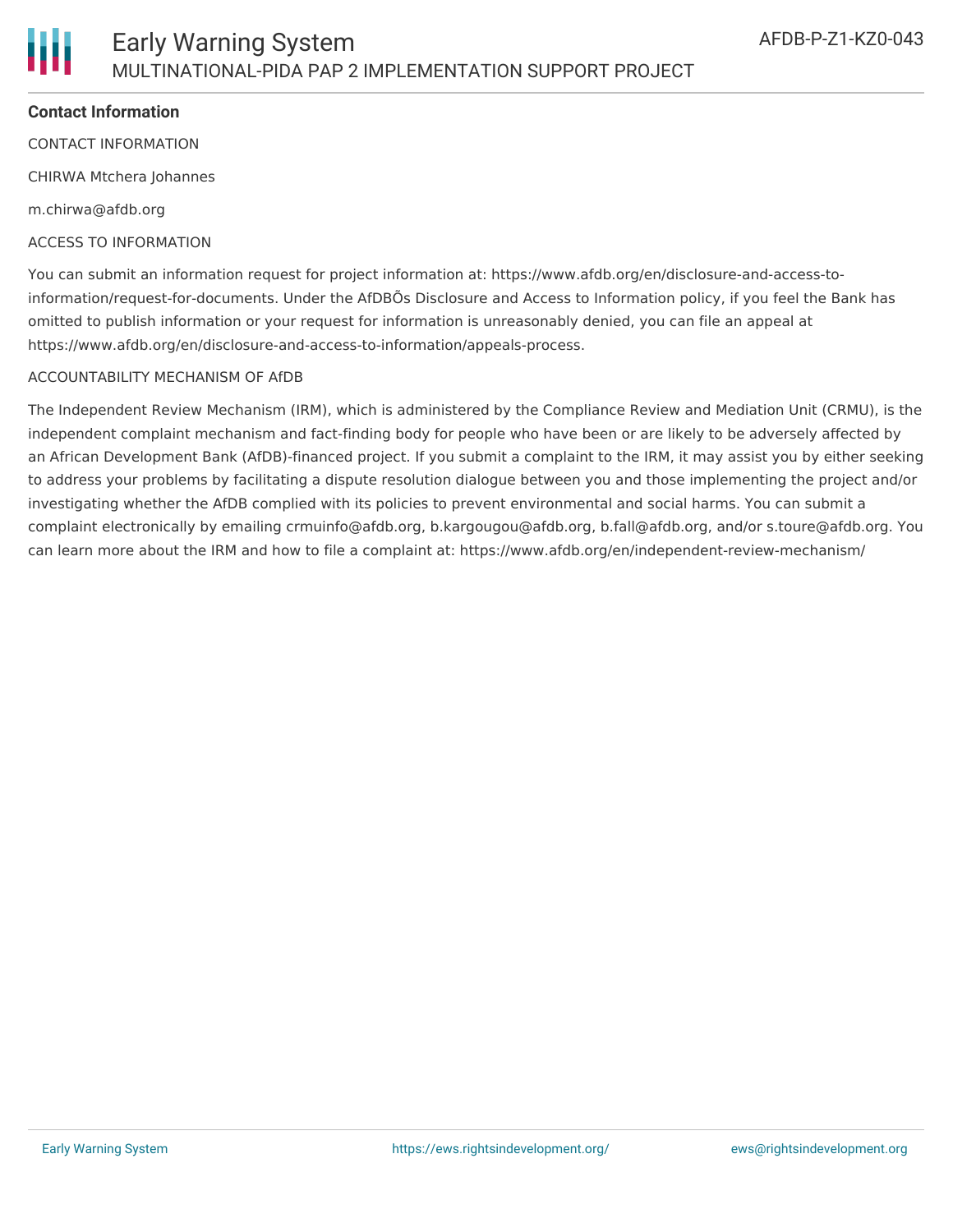## Contact Information

CONTACT INFORMATION

CHIRWA Mtchera Johannes

m.chirwa@afdb.org

ACCESS TO INFORMATION

You can submit an information request for project information at: https://www.afdb.org/en/disclosure-and-access-to-information/request-for-documents. Under the AfDBÕs Disclosure and Access to Information policy, if you feel the Bank has omitted to publish information or your request for information is unreasonably denied, you can file an appeal at https://www.afdb.org/en/disclosure-and-access-to-information/appeals-process.

ACCOUNTABILITY MECHANISM OF AfDB

The Independent Review Mechanism (IRM), which is administered by the Compliance Review and Mediation Unit (CRMU), is the independent complaint mechanism and fact-finding body for people who have been or are likely to be adversely affected by an African Development Bank (AfDB)-financed project. If you submit a complaint to the IRM, it may assist you by either seeking to address your problems by facilitating a dispute resolution dialogue between you and those implementing the project and/or investigating whether the AfDB complied with its policies to prevent environmental and social harms. You can submit a complaint electronically by emailing crmuinfo@afdb.org, b.kargougou@afdb.org, b.fall@afdb.org, and/or s.toure@afdb.org. You can learn more about the IRM and how to file a complaint at: https://www.afdb.org/en/independent-review-mechanism/